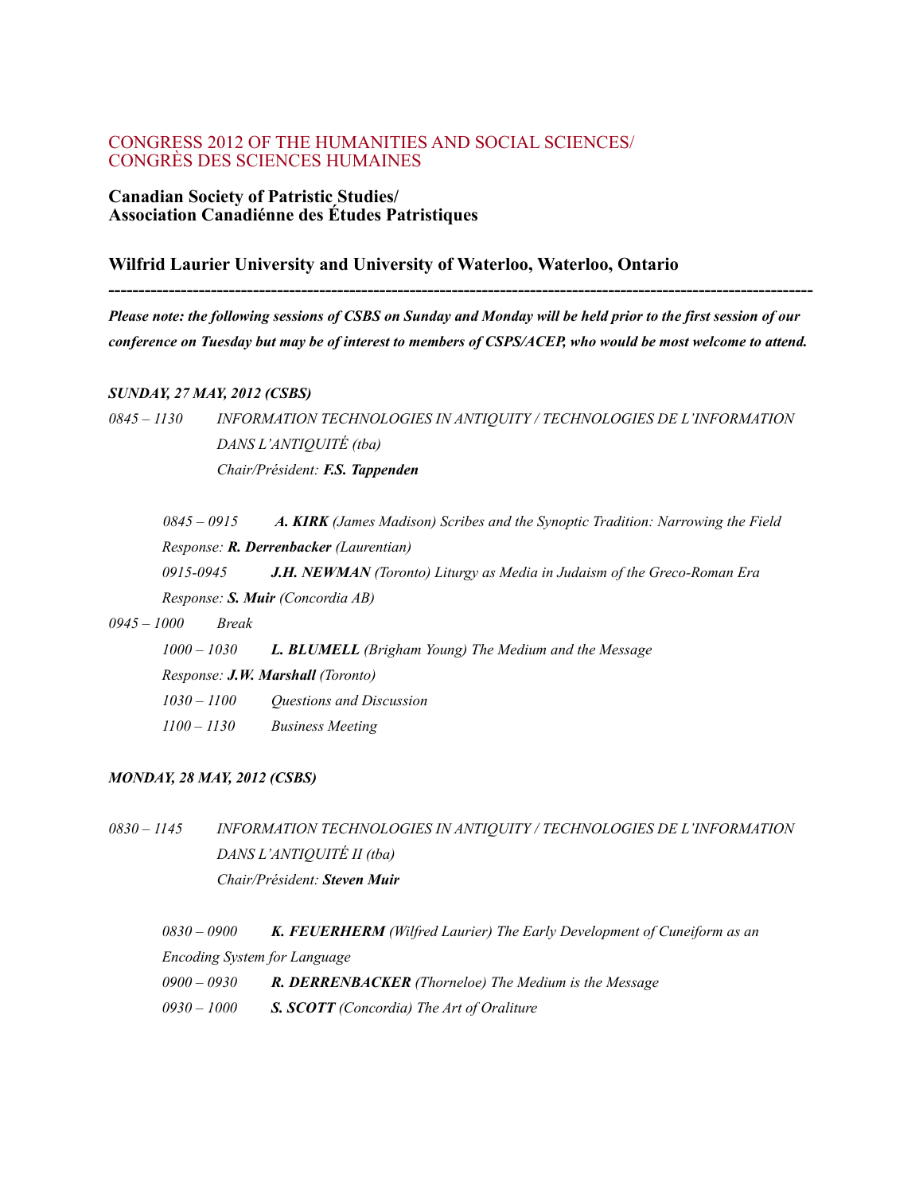CONGRESS 2012 OF THE HUMANITIES AND SOCIAL SCIENCES/
CONGRÈS DES SCIENCES HUMAINES

**Canadian Society of Patristic Studies/**
**Association Canadiénne des Études Patristiques**

**Wilfrid Laurier University and University of Waterloo, Waterloo, Ontario**

---

***Please note: the following sessions of CSBS on Sunday and Monday will be held prior to the first session of our conference on Tuesday but may be of interest to members of CSPS/ACEP, who would be most welcome to attend.***

***SUNDAY, 27 MAY, 2012 (CSBS)***

*0845 – 1130* *INFORMATION TECHNOLOGIES IN ANTIQUITY / TECHNOLOGIES DE L'INFORMATION DANS L'ANTIQUITÉ (tba)*
*Chair/Président:* ***F.S. Tappenden***

*0845 – 0915* ***A. KIRK*** *(James Madison) Scribes and the Synoptic Tradition: Narrowing the Field*
*Response:* ***R. Derrenbacker*** *(Laurentian)*
*0915-0945* ***J.H. NEWMAN*** *(Toronto) Liturgy as Media in Judaism of the Greco-Roman Era*
*Response:* ***S. Muir*** *(Concordia AB)*

*0945 – 1000* *Break*

*1000 – 1030* ***L. BLUMELL*** *(Brigham Young) The Medium and the Message*
*Response:* ***J.W. Marshall*** *(Toronto)*
*1030 – 1100* *Questions and Discussion*
*1100 – 1130* *Business Meeting*

***MONDAY, 28 MAY, 2012 (CSBS)***

*0830 – 1145* *INFORMATION TECHNOLOGIES IN ANTIQUITY / TECHNOLOGIES DE L'INFORMATION DANS L'ANTIQUITÉ II (tba)*
*Chair/Président:* ***Steven Muir***

*0830 – 0900* ***K. FEUERHERM*** *(Wilfred Laurier) The Early Development of Cuneiform as an Encoding System for Language*
*0900 – 0930* ***R. DERRENBACKER*** *(Thorneloe) The Medium is the Message*
*0930 – 1000* ***S. SCOTT*** *(Concordia) The Art of Oraliture*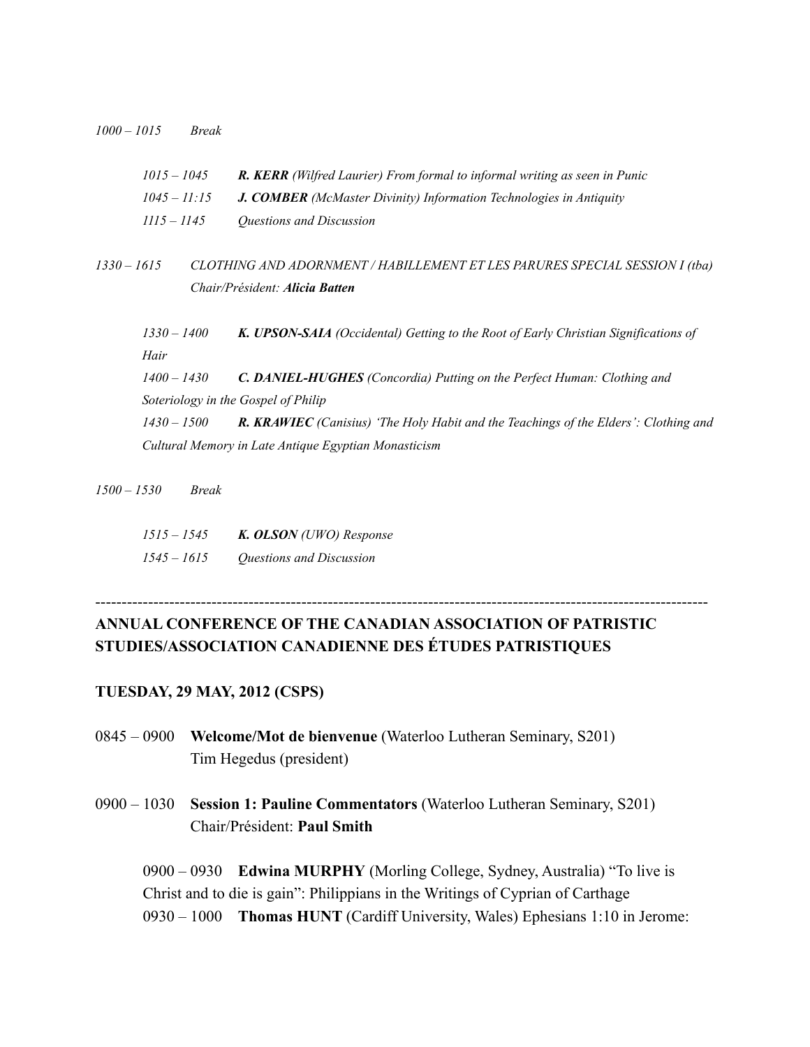*1000 – 1015 Break*

*1015 – 1045* ***R. KERR*** *(Wilfred Laurier) From formal to informal writing as seen in Punic*
*1045 – 11:15* ***J. COMBER*** *(McMaster Divinity) Information Technologies in Antiquity*
*1115 – 1145 Questions and Discussion*

*1330 – 1615 CLOTHING AND ADORNMENT / HABILLEMENT ET LES PARURES SPECIAL SESSION I (tba)*
*Chair/Président:* ***Alicia Batten***

*1330 – 1400* ***K. UPSON-SAIA*** *(Occidental) Getting to the Root of Early Christian Significations of Hair*
*1400 – 1430* ***C. DANIEL-HUGHES*** *(Concordia) Putting on the Perfect Human: Clothing and Soteriology in the Gospel of Philip*
*1430 – 1500* ***R. KRAWIEC*** *(Canisius) 'The Holy Habit and the Teachings of the Elders': Clothing and Cultural Memory in Late Antique Egyptian Monasticism*

*1500 – 1530 Break*

*1515 – 1545* ***K. OLSON*** *(UWO) Response*
*1545 – 1615 Questions and Discussion*

---

**ANNUAL CONFERENCE OF THE CANADIAN ASSOCIATION OF PATRISTIC STUDIES/ASSOCIATION CANADIENNE DES ÉTUDES PATRISTIQUES**

**TUESDAY, 29 MAY, 2012 (CSPS)**

0845 – 0900 **Welcome/Mot de bienvenue** (Waterloo Lutheran Seminary, S201)
Tim Hegedus (president)

0900 – 1030 **Session 1: Pauline Commentators** (Waterloo Lutheran Seminary, S201)
Chair/Président: **Paul Smith**

0900 – 0930 **Edwina MURPHY** (Morling College, Sydney, Australia) "To live is Christ and to die is gain": Philippians in the Writings of Cyprian of Carthage
0930 – 1000 **Thomas HUNT** (Cardiff University, Wales) Ephesians 1:10 in Jerome: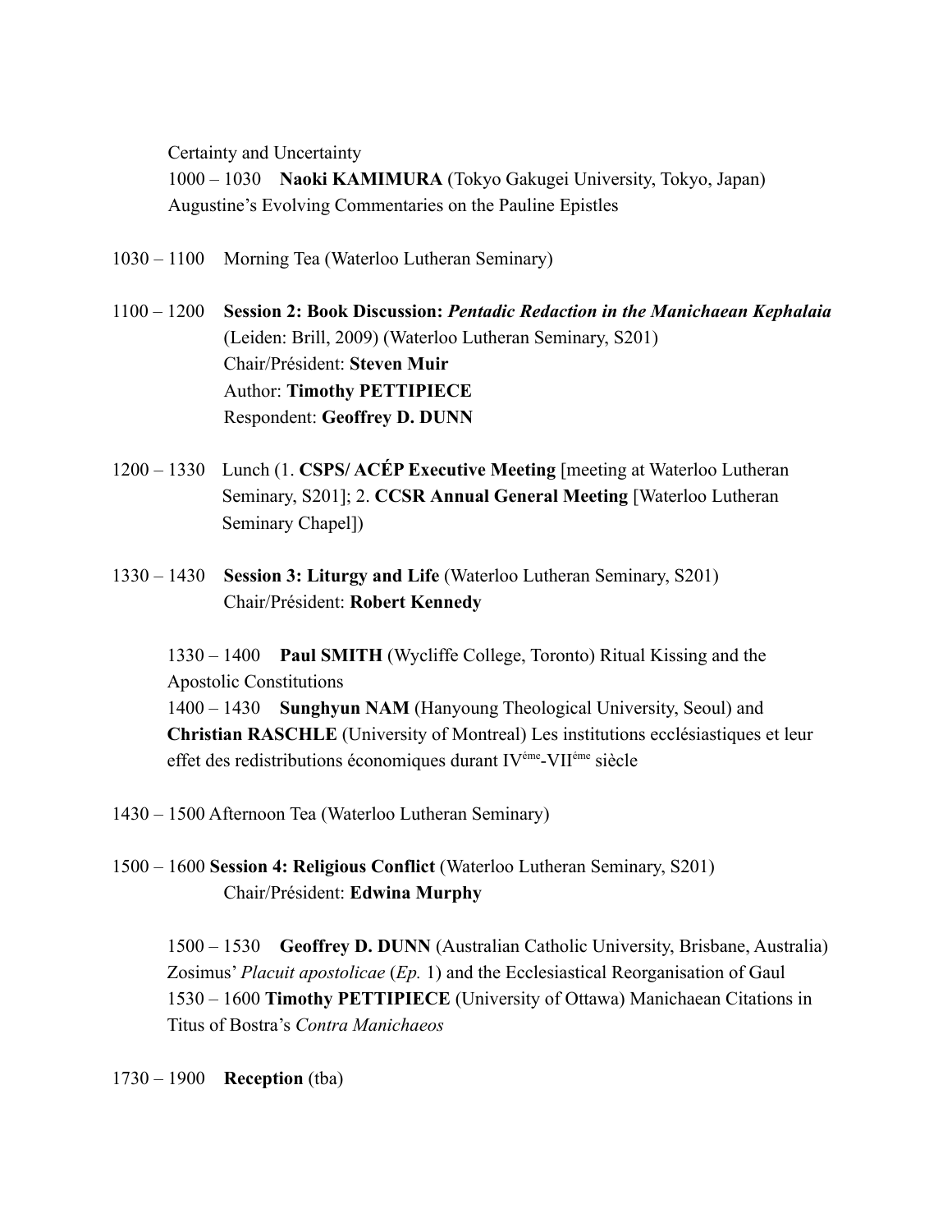Certainty and Uncertainty

1000 – 1030 **Naoki KAMIMURA** (Tokyo Gakugei University, Tokyo, Japan) Augustine's Evolving Commentaries on the Pauline Epistles

1030 – 1100 Morning Tea (Waterloo Lutheran Seminary)

1100 – 1200 **Session 2: Book Discussion:** ***Pentadic Redaction in the Manichaean Kephalaia*** (Leiden: Brill, 2009) (Waterloo Lutheran Seminary, S201)
Chair/Président: **Steven Muir**
Author: **Timothy PETTIPIECE**
Respondent: **Geoffrey D. DUNN**

1200 – 1330 Lunch (1. **CSPS/ ACÉP Executive Meeting** [meeting at Waterloo Lutheran Seminary, S201]; 2. **CCSR Annual General Meeting** [Waterloo Lutheran Seminary Chapel])

1330 – 1430 **Session 3: Liturgy and Life** (Waterloo Lutheran Seminary, S201)
Chair/Président: **Robert Kennedy**

1330 – 1400 **Paul SMITH** (Wycliffe College, Toronto) Ritual Kissing and the Apostolic Constitutions

1400 – 1430 **Sunghyun NAM** (Hanyoung Theological University, Seoul) and **Christian RASCHLE** (University of Montreal) Les institutions ecclésiastiques et leur effet des redistributions économiques durant IV[éme]-VII[éme] siècle

1430 – 1500 Afternoon Tea (Waterloo Lutheran Seminary)

1500 – 1600 **Session 4: Religious Conflict** (Waterloo Lutheran Seminary, S201)
Chair/Président: **Edwina Murphy**

1500 – 1530 **Geoffrey D. DUNN** (Australian Catholic University, Brisbane, Australia) Zosimus' *Placuit apostolicae* (*Ep.* 1) and the Ecclesiastical Reorganisation of Gaul

1530 – 1600 **Timothy PETTIPIECE** (University of Ottawa) Manichaean Citations in Titus of Bostra's *Contra Manichaeos*

1730 – 1900 **Reception** (tba)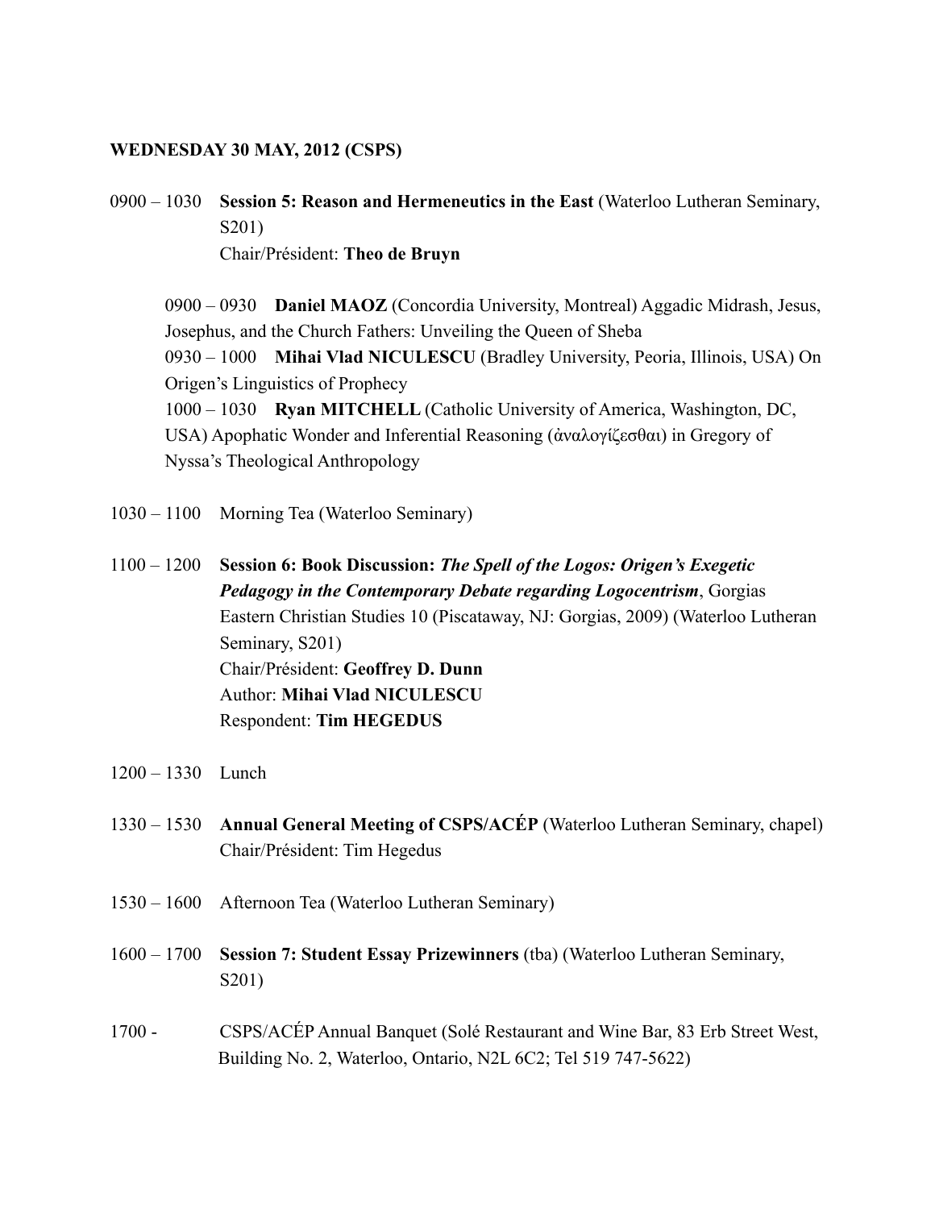**WEDNESDAY 30 MAY, 2012 (CSPS)**

0900 – 1030 **Session 5: Reason and Hermeneutics in the East** (Waterloo Lutheran Seminary, S201)
Chair/Président: **Theo de Bruyn**

0900 – 0930 **Daniel MAOZ** (Concordia University, Montreal) Aggadic Midrash, Jesus, Josephus, and the Church Fathers: Unveiling the Queen of Sheba
0930 – 1000 **Mihai Vlad NICULESCU** (Bradley University, Peoria, Illinois, USA) On Origen's Linguistics of Prophecy
1000 – 1030 **Ryan MITCHELL** (Catholic University of America, Washington, DC, USA) Apophatic Wonder and Inferential Reasoning (ἀναλογίζεσθαι) in Gregory of Nyssa's Theological Anthropology

1030 – 1100 Morning Tea (Waterloo Seminary)

1100 – 1200 **Session 6: Book Discussion:** ***The Spell of the Logos: Origen's Exegetic Pedagogy in the Contemporary Debate regarding Logocentrism***, Gorgias Eastern Christian Studies 10 (Piscataway, NJ: Gorgias, 2009) (Waterloo Lutheran Seminary, S201)
Chair/Président: **Geoffrey D. Dunn**
Author: **Mihai Vlad NICULESCU**
Respondent: **Tim HEGEDUS**

1200 – 1330 Lunch

1330 – 1530 **Annual General Meeting of CSPS/ACÉP** (Waterloo Lutheran Seminary, chapel)
Chair/Président: Tim Hegedus

1530 – 1600 Afternoon Tea (Waterloo Lutheran Seminary)

1600 – 1700 **Session 7: Student Essay Prizewinners** (tba) (Waterloo Lutheran Seminary, S201)

1700 - CSPS/ACÉP Annual Banquet (Solé Restaurant and Wine Bar, 83 Erb Street West, Building No. 2, Waterloo, Ontario, N2L 6C2; Tel 519 747-5622)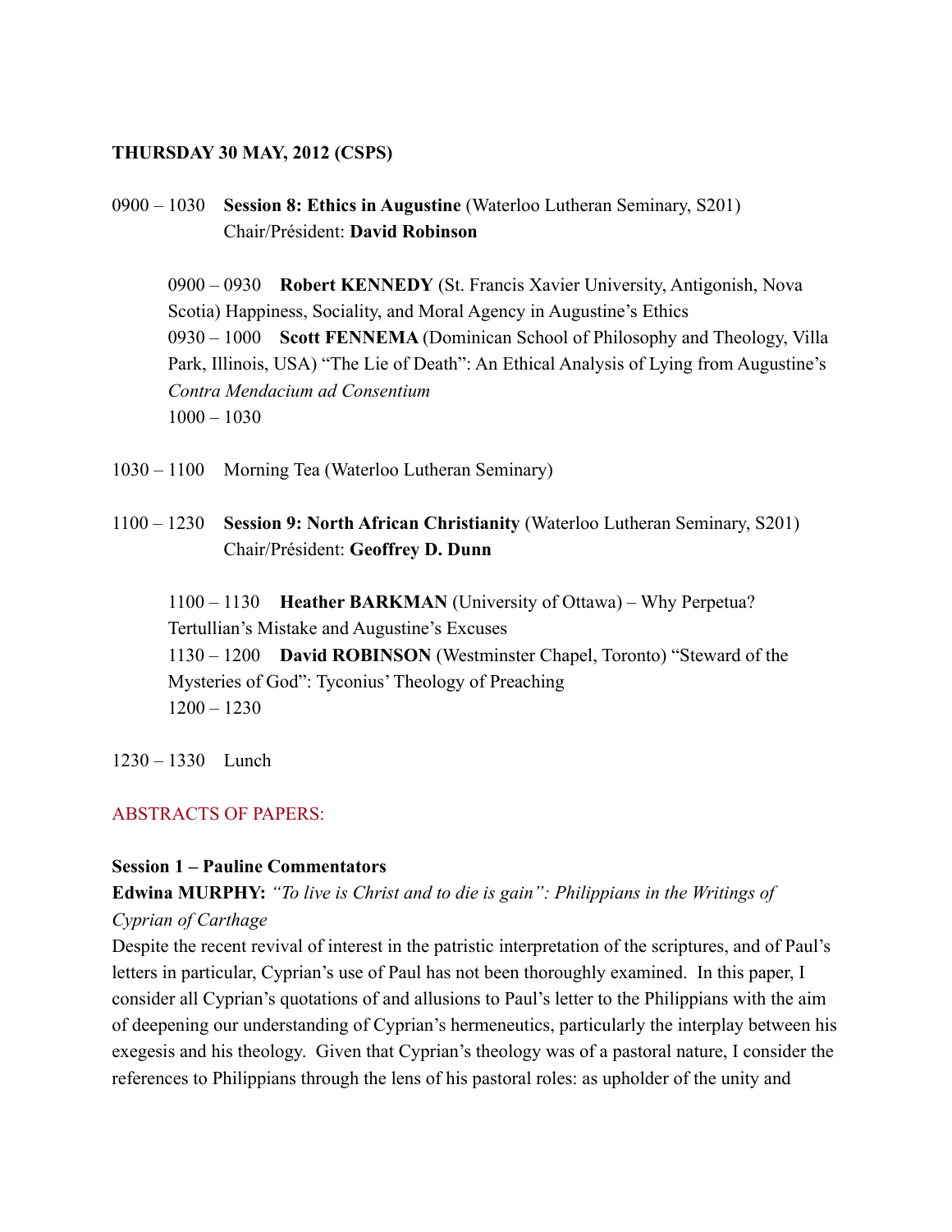**THURSDAY 30 MAY, 2012 (CSPS)**

0900 – 1030 **Session 8: Ethics in Augustine** (Waterloo Lutheran Seminary, S201)
Chair/Président: **David Robinson**

0900 – 0930 **Robert KENNEDY** (St. Francis Xavier University, Antigonish, Nova Scotia) Happiness, Sociality, and Moral Agency in Augustine's Ethics
0930 – 1000 **Scott FENNEMA** (Dominican School of Philosophy and Theology, Villa Park, Illinois, USA) "The Lie of Death": An Ethical Analysis of Lying from Augustine's *Contra Mendacium ad Consentium*
1000 – 1030

1030 – 1100 Morning Tea (Waterloo Lutheran Seminary)

1100 – 1230 **Session 9: North African Christianity** (Waterloo Lutheran Seminary, S201)
Chair/Président: **Geoffrey D. Dunn**

1100 – 1130 **Heather BARKMAN** (University of Ottawa) – Why Perpetua? Tertullian's Mistake and Augustine's Excuses
1130 – 1200 **David ROBINSON** (Westminster Chapel, Toronto) "Steward of the Mysteries of God": Tyconius' Theology of Preaching
1200 – 1230

1230 – 1330 Lunch

## ABSTRACTS OF PAPERS:

### Session 1 – Pauline Commentators

**Edwina MURPHY:** *"To live is Christ and to die is gain": Philippians in the Writings of Cyprian of Carthage*

Despite the recent revival of interest in the patristic interpretation of the scriptures, and of Paul's letters in particular, Cyprian's use of Paul has not been thoroughly examined. In this paper, I consider all Cyprian's quotations of and allusions to Paul's letter to the Philippians with the aim of deepening our understanding of Cyprian's hermeneutics, particularly the interplay between his exegesis and his theology. Given that Cyprian's theology was of a pastoral nature, I consider the references to Philippians through the lens of his pastoral roles: as upholder of the unity and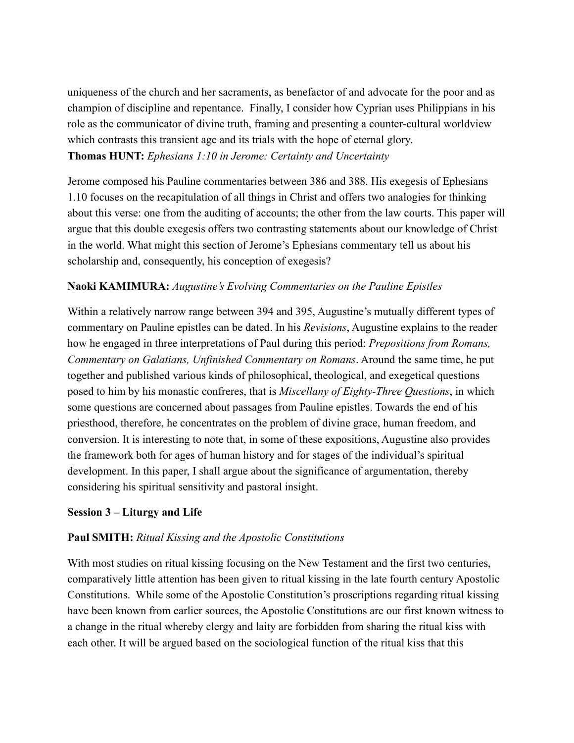uniqueness of the church and her sacraments, as benefactor of and advocate for the poor and as champion of discipline and repentance. Finally, I consider how Cyprian uses Philippians in his role as the communicator of divine truth, framing and presenting a counter-cultural worldview which contrasts this transient age and its trials with the hope of eternal glory.

**Thomas HUNT:** *Ephesians 1:10 in Jerome: Certainty and Uncertainty*

Jerome composed his Pauline commentaries between 386 and 388. His exegesis of Ephesians 1.10 focuses on the recapitulation of all things in Christ and offers two analogies for thinking about this verse: one from the auditing of accounts; the other from the law courts. This paper will argue that this double exegesis offers two contrasting statements about our knowledge of Christ in the world. What might this section of Jerome's Ephesians commentary tell us about his scholarship and, consequently, his conception of exegesis?

**Naoki KAMIMURA:** *Augustine's Evolving Commentaries on the Pauline Epistles*

Within a relatively narrow range between 394 and 395, Augustine's mutually different types of commentary on Pauline epistles can be dated. In his *Revisions*, Augustine explains to the reader how he engaged in three interpretations of Paul during this period: *Prepositions from Romans, Commentary on Galatians, Unfinished Commentary on Romans*. Around the same time, he put together and published various kinds of philosophical, theological, and exegetical questions posed to him by his monastic confreres, that is *Miscellany of Eighty-Three Questions*, in which some questions are concerned about passages from Pauline epistles. Towards the end of his priesthood, therefore, he concentrates on the problem of divine grace, human freedom, and conversion. It is interesting to note that, in some of these expositions, Augustine also provides the framework both for ages of human history and for stages of the individual's spiritual development. In this paper, I shall argue about the significance of argumentation, thereby considering his spiritual sensitivity and pastoral insight.

**Session 3 – Liturgy and Life**

**Paul SMITH:** *Ritual Kissing and the Apostolic Constitutions*

With most studies on ritual kissing focusing on the New Testament and the first two centuries, comparatively little attention has been given to ritual kissing in the late fourth century Apostolic Constitutions. While some of the Apostolic Constitution's proscriptions regarding ritual kissing have been known from earlier sources, the Apostolic Constitutions are our first known witness to a change in the ritual whereby clergy and laity are forbidden from sharing the ritual kiss with each other. It will be argued based on the sociological function of the ritual kiss that this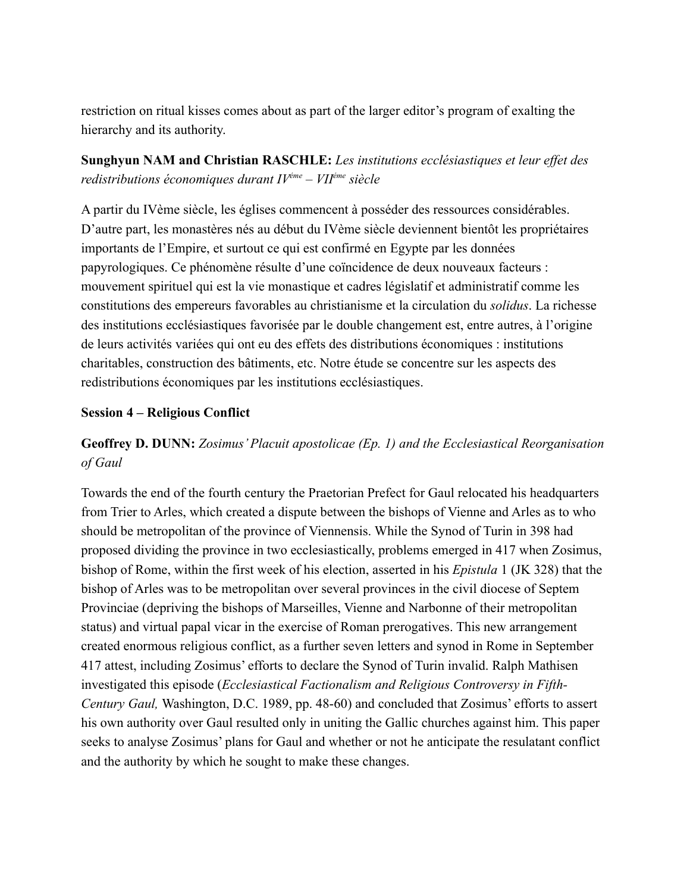restriction on ritual kisses comes about as part of the larger editor's program of exalting the hierarchy and its authority.

**Sunghyun NAM and Christian RASCHLE:** *Les institutions ecclésiastiques et leur effet des redistributions économiques durant IV*[ème] *– VII*[ème] *siècle*

A partir du IVème siècle, les églises commencent à posséder des ressources considérables. D'autre part, les monastères nés au début du IVème siècle deviennent bientôt les propriétaires importants de l'Empire, et surtout ce qui est confirmé en Egypte par les données papyrologiques. Ce phénomène résulte d'une coïncidence de deux nouveaux facteurs : mouvement spirituel qui est la vie monastique et cadres législatif et administratif comme les constitutions des empereurs favorables au christianisme et la circulation du *solidus*. La richesse des institutions ecclésiastiques favorisée par le double changement est, entre autres, à l'origine de leurs activités variées qui ont eu des effets des distributions économiques : institutions charitables, construction des bâtiments, etc. Notre étude se concentre sur les aspects des redistributions économiques par les institutions ecclésiastiques.

**Session 4 – Religious Conflict**

**Geoffrey D. DUNN:** *Zosimus' Placuit apostolicae (Ep. 1) and the Ecclesiastical Reorganisation of Gaul*

Towards the end of the fourth century the Praetorian Prefect for Gaul relocated his headquarters from Trier to Arles, which created a dispute between the bishops of Vienne and Arles as to who should be metropolitan of the province of Viennensis. While the Synod of Turin in 398 had proposed dividing the province in two ecclesiastically, problems emerged in 417 when Zosimus, bishop of Rome, within the first week of his election, asserted in his *Epistula* 1 (JK 328) that the bishop of Arles was to be metropolitan over several provinces in the civil diocese of Septem Provinciae (depriving the bishops of Marseilles, Vienne and Narbonne of their metropolitan status) and virtual papal vicar in the exercise of Roman prerogatives. This new arrangement created enormous religious conflict, as a further seven letters and synod in Rome in September 417 attest, including Zosimus' efforts to declare the Synod of Turin invalid. Ralph Mathisen investigated this episode (*Ecclesiastical Factionalism and Religious Controversy in Fifth-Century Gaul,* Washington, D.C. 1989, pp. 48-60) and concluded that Zosimus' efforts to assert his own authority over Gaul resulted only in uniting the Gallic churches against him. This paper seeks to analyse Zosimus' plans for Gaul and whether or not he anticipate the resulatant conflict and the authority by which he sought to make these changes.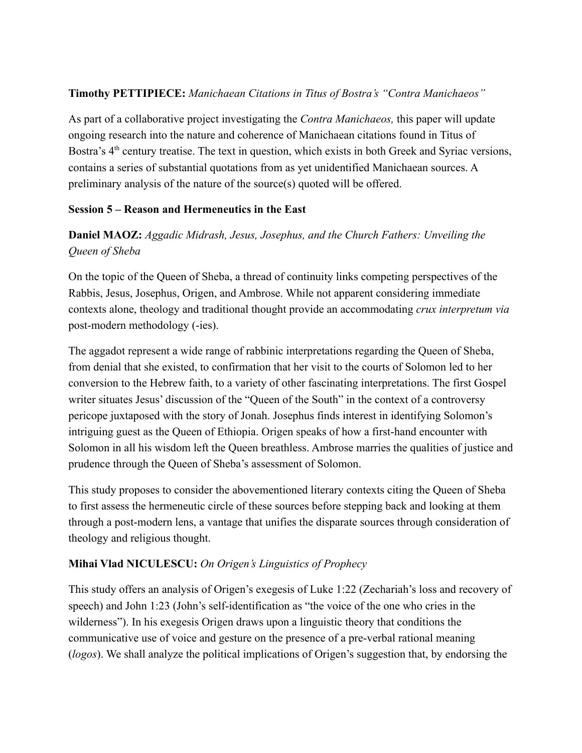**Timothy PETTIPIECE:** *Manichaean Citations in Titus of Bostra's "Contra Manichaeos"*

As part of a collaborative project investigating the *Contra Manichaeos,* this paper will update ongoing research into the nature and coherence of Manichaean citations found in Titus of Bostra's 4th century treatise. The text in question, which exists in both Greek and Syriac versions, contains a series of substantial quotations from as yet unidentified Manichaean sources. A preliminary analysis of the nature of the source(s) quoted will be offered.

**Session 5 – Reason and Hermeneutics in the East**

**Daniel MAOZ:** *Aggadic Midrash, Jesus, Josephus, and the Church Fathers: Unveiling the Queen of Sheba*

On the topic of the Queen of Sheba, a thread of continuity links competing perspectives of the Rabbis, Jesus, Josephus, Origen, and Ambrose. While not apparent considering immediate contexts alone, theology and traditional thought provide an accommodating *crux interpretum via* post-modern methodology (-ies).

The aggadot represent a wide range of rabbinic interpretations regarding the Queen of Sheba, from denial that she existed, to confirmation that her visit to the courts of Solomon led to her conversion to the Hebrew faith, to a variety of other fascinating interpretations. The first Gospel writer situates Jesus' discussion of the "Queen of the South" in the context of a controversy pericope juxtaposed with the story of Jonah. Josephus finds interest in identifying Solomon's intriguing guest as the Queen of Ethiopia. Origen speaks of how a first-hand encounter with Solomon in all his wisdom left the Queen breathless. Ambrose marries the qualities of justice and prudence through the Queen of Sheba's assessment of Solomon.

This study proposes to consider the abovementioned literary contexts citing the Queen of Sheba to first assess the hermeneutic circle of these sources before stepping back and looking at them through a post-modern lens, a vantage that unifies the disparate sources through consideration of theology and religious thought.

**Mihai Vlad NICULESCU:** *On Origen's Linguistics of Prophecy*

This study offers an analysis of Origen's exegesis of Luke 1:22 (Zechariah's loss and recovery of speech) and John 1:23 (John's self-identification as "the voice of the one who cries in the wilderness"). In his exegesis Origen draws upon a linguistic theory that conditions the communicative use of voice and gesture on the presence of a pre-verbal rational meaning (*logos*). We shall analyze the political implications of Origen's suggestion that, by endorsing the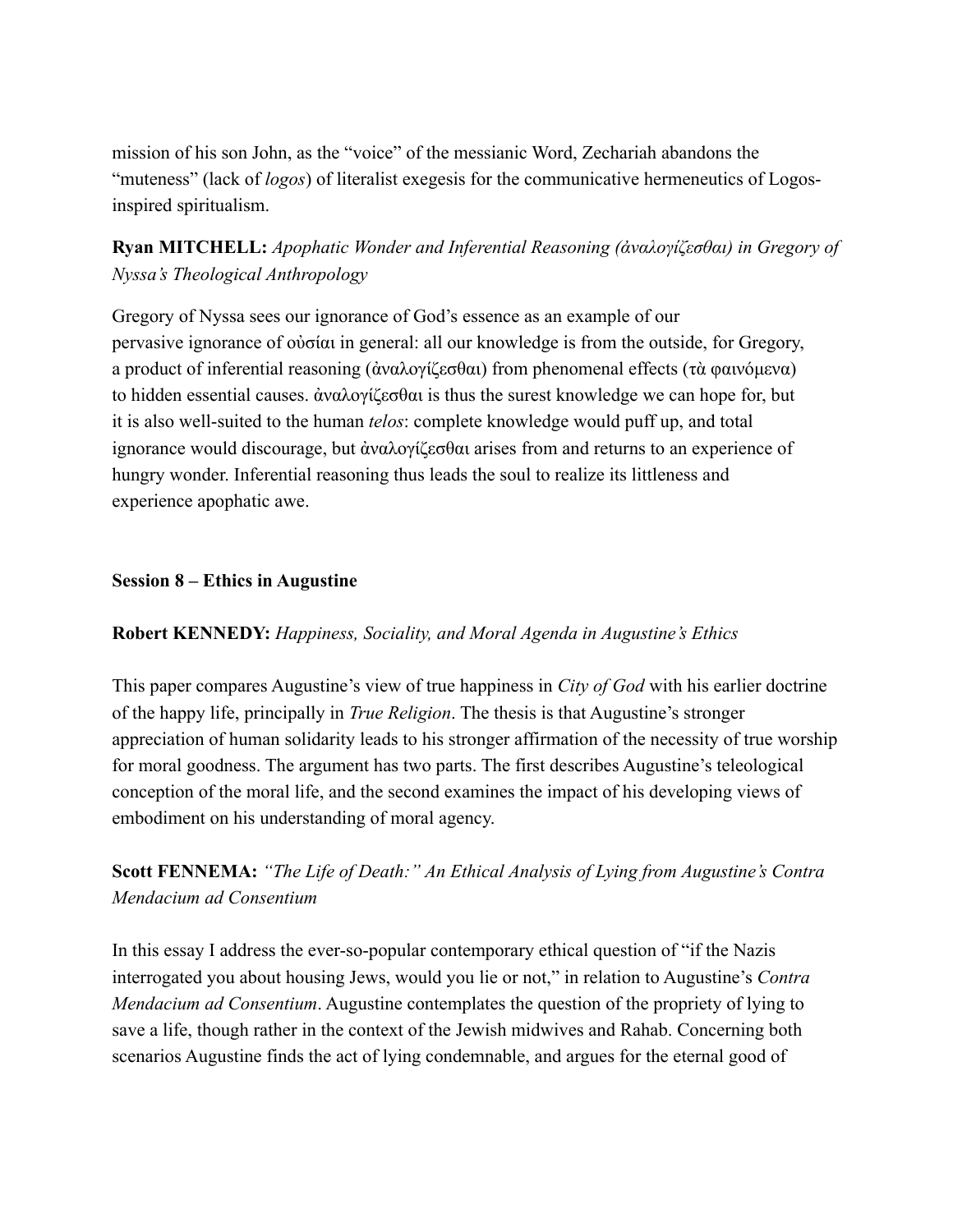mission of his son John, as the "voice" of the messianic Word, Zechariah abandons the "muteness" (lack of *logos*) of literalist exegesis for the communicative hermeneutics of Logos-inspired spiritualism.

**Ryan MITCHELL:** *Apophatic Wonder and Inferential Reasoning (ἀναλογίζεσθαι) in Gregory of Nyssa's Theological Anthropology*

Gregory of Nyssa sees our ignorance of God's essence as an example of our pervasive ignorance of οὐσίαι in general: all our knowledge is from the outside, for Gregory, a product of inferential reasoning (ἀναλογίζεσθαι) from phenomenal effects (τὰ φαινόμενα) to hidden essential causes. ἀναλογίζεσθαι is thus the surest knowledge we can hope for, but it is also well-suited to the human *telos*: complete knowledge would puff up, and total ignorance would discourage, but ἀναλογίζεσθαι arises from and returns to an experience of hungry wonder. Inferential reasoning thus leads the soul to realize its littleness and experience apophatic awe.

## Session 8 – Ethics in Augustine

**Robert KENNEDY:** *Happiness, Sociality, and Moral Agenda in Augustine's Ethics*

This paper compares Augustine's view of true happiness in *City of God* with his earlier doctrine of the happy life, principally in *True Religion*. The thesis is that Augustine's stronger appreciation of human solidarity leads to his stronger affirmation of the necessity of true worship for moral goodness. The argument has two parts. The first describes Augustine's teleological conception of the moral life, and the second examines the impact of his developing views of embodiment on his understanding of moral agency.

**Scott FENNEMA:** *"The Life of Death:" An Ethical Analysis of Lying from Augustine's Contra Mendacium ad Consentium*

In this essay I address the ever-so-popular contemporary ethical question of "if the Nazis interrogated you about housing Jews, would you lie or not," in relation to Augustine's *Contra Mendacium ad Consentium*. Augustine contemplates the question of the propriety of lying to save a life, though rather in the context of the Jewish midwives and Rahab. Concerning both scenarios Augustine finds the act of lying condemnable, and argues for the eternal good of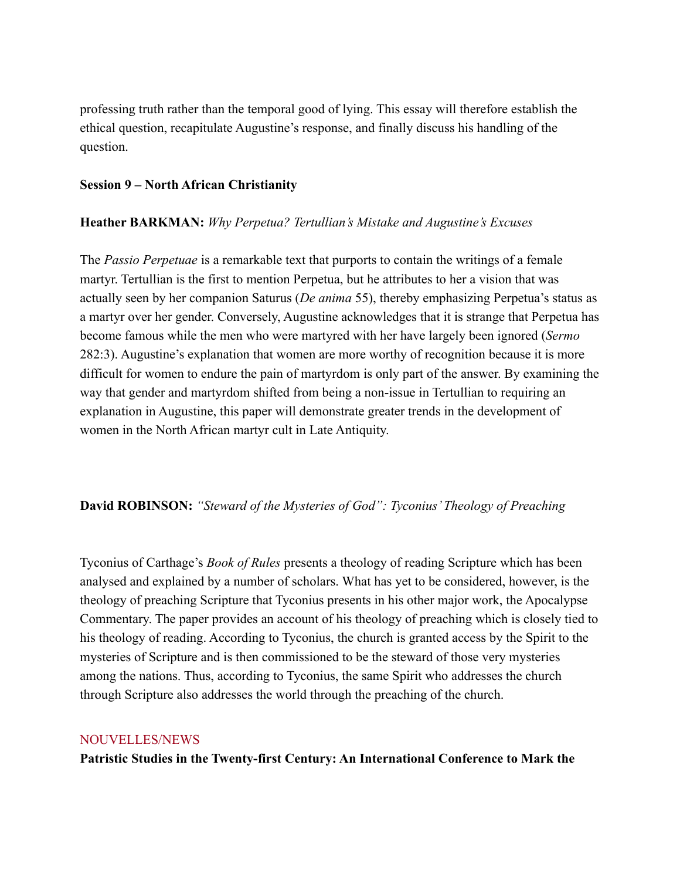professing truth rather than the temporal good of lying. This essay will therefore establish the ethical question, recapitulate Augustine's response, and finally discuss his handling of the question.

**Session 9 – North African Christianity**

**Heather BARKMAN:** *Why Perpetua? Tertullian's Mistake and Augustine's Excuses*

The *Passio Perpetuae* is a remarkable text that purports to contain the writings of a female martyr. Tertullian is the first to mention Perpetua, but he attributes to her a vision that was actually seen by her companion Saturus (*De anima* 55), thereby emphasizing Perpetua's status as a martyr over her gender. Conversely, Augustine acknowledges that it is strange that Perpetua has become famous while the men who were martyred with her have largely been ignored (*Sermo* 282:3). Augustine's explanation that women are more worthy of recognition because it is more difficult for women to endure the pain of martyrdom is only part of the answer. By examining the way that gender and martyrdom shifted from being a non-issue in Tertullian to requiring an explanation in Augustine, this paper will demonstrate greater trends in the development of women in the North African martyr cult in Late Antiquity.

**David ROBINSON:** *"Steward of the Mysteries of God": Tyconius' Theology of Preaching*

Tyconius of Carthage's *Book of Rules* presents a theology of reading Scripture which has been analysed and explained by a number of scholars. What has yet to be considered, however, is the theology of preaching Scripture that Tyconius presents in his other major work, the Apocalypse Commentary. The paper provides an account of his theology of preaching which is closely tied to his theology of reading. According to Tyconius, the church is granted access by the Spirit to the mysteries of Scripture and is then commissioned to be the steward of those very mysteries among the nations. Thus, according to Tyconius, the same Spirit who addresses the church through Scripture also addresses the world through the preaching of the church.

## NOUVELLES/NEWS

**Patristic Studies in the Twenty-first Century: An International Conference to Mark the**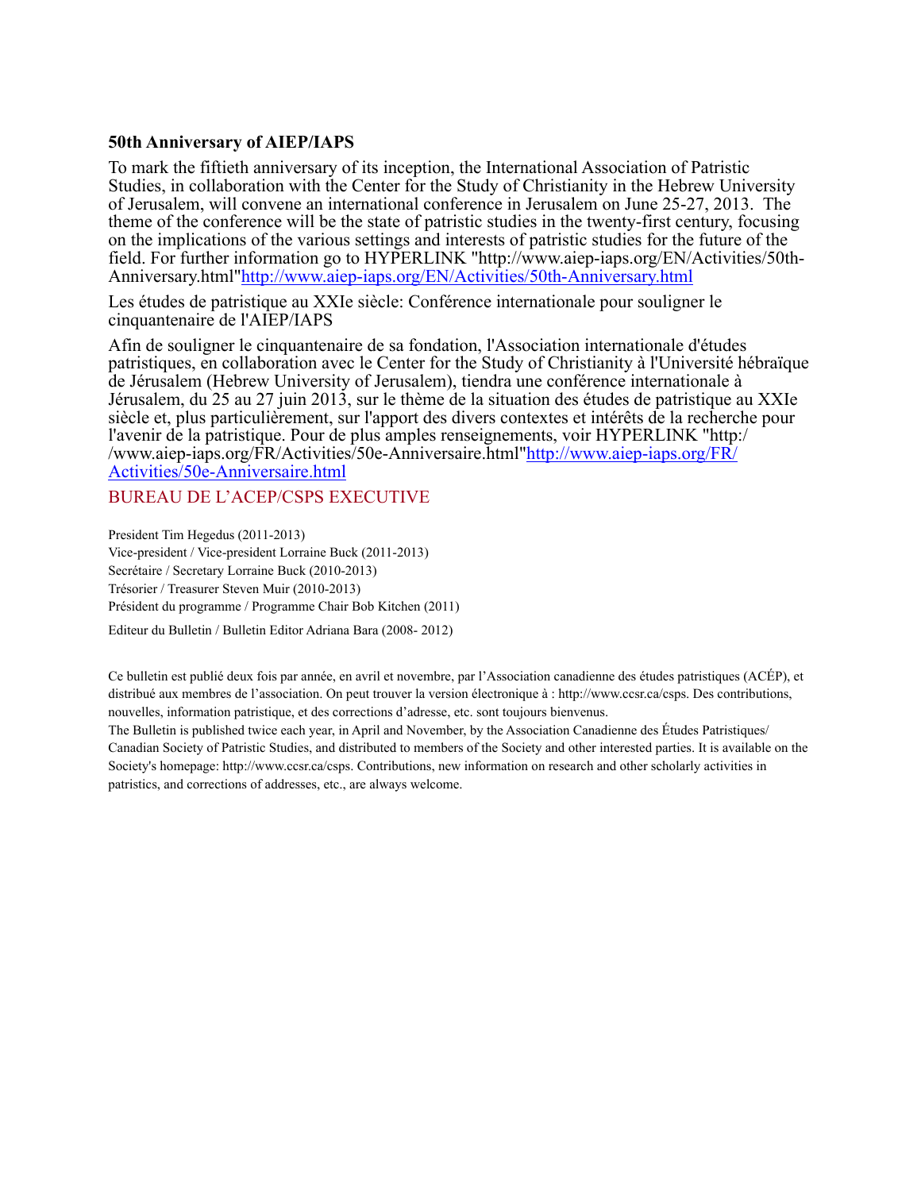**50th Anniversary of AIEP/IAPS**

To mark the fiftieth anniversary of its inception, the International Association of Patristic Studies, in collaboration with the Center for the Study of Christianity in the Hebrew University of Jerusalem, will convene an international conference in Jerusalem on June 25-27, 2013. The theme of the conference will be the state of patristic studies in the twenty-first century, focusing on the implications of the various settings and interests of patristic studies for the future of the field. For further information go to HYPERLINK "http://www.aiep-iaps.org/EN/Activities/50th-Anniversary.html"http://www.aiep-iaps.org/EN/Activities/50th-Anniversary.html

Les études de patristique au XXIe siècle: Conférence internationale pour souligner le cinquantenaire de l'AIEP/IAPS

Afin de souligner le cinquantenaire de sa fondation, l'Association internationale d'études patristiques, en collaboration avec le Center for the Study of Christianity à l'Université hébraïque de Jérusalem (Hebrew University of Jerusalem), tiendra une conférence internationale à Jérusalem, du 25 au 27 juin 2013, sur le thème de la situation des études de patristique au XXIe siècle et, plus particulièrement, sur l'apport des divers contextes et intérêts de la recherche pour l'avenir de la patristique. Pour de plus amples renseignements, voir HYPERLINK "http://www.aiep-iaps.org/FR/Activities/50e-Anniversaire.html"http://www.aiep-iaps.org/FR/Activities/50e-Anniversaire.html

## BUREAU DE L'ACEP/CSPS EXECUTIVE

President Tim Hegedus (2011-2013)
Vice-president / Vice-president Lorraine Buck (2011-2013)
Secrétaire / Secretary Lorraine Buck (2010-2013)
Trésorier / Treasurer Steven Muir (2010-2013)
Président du programme / Programme Chair Bob Kitchen (2011)

Editeur du Bulletin / Bulletin Editor Adriana Bara (2008- 2012)

Ce bulletin est publié deux fois par année, en avril et novembre, par l'Association canadienne des études patristiques (ACÉP), et distribué aux membres de l'association. On peut trouver la version électronique à : http://www.ccsr.ca/csps. Des contributions, nouvelles, information patristique, et des corrections d'adresse, etc. sont toujours bienvenus.
The Bulletin is published twice each year, in April and November, by the Association Canadienne des Études Patristiques/ Canadian Society of Patristic Studies, and distributed to members of the Society and other interested parties. It is available on the Society's homepage: http://www.ccsr.ca/csps. Contributions, new information on research and other scholarly activities in patristics, and corrections of addresses, etc., are always welcome.